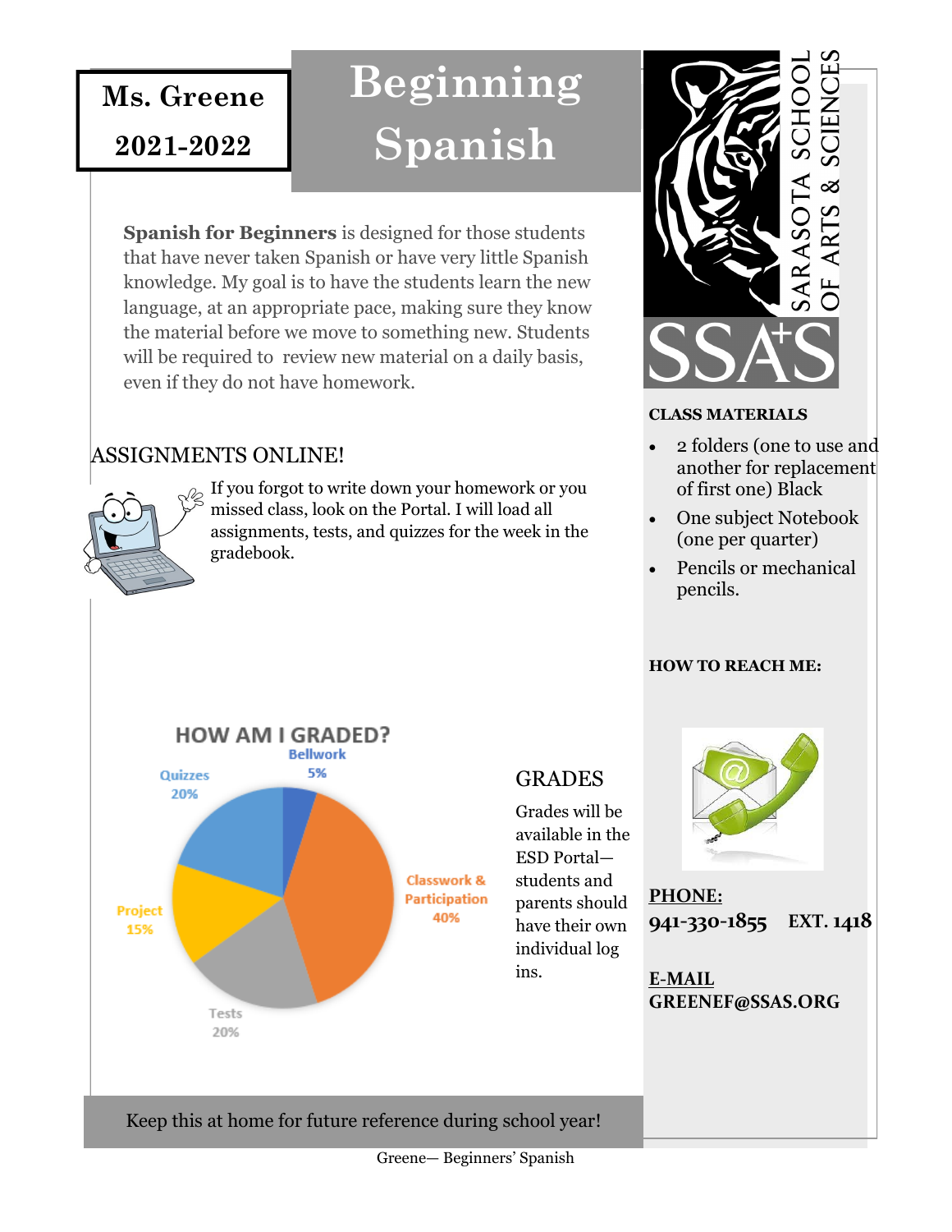**Ms. Greene**

**2021-2022**

# Beginning Spanish

**Spanish for Beginners** is designed for those students that have never taken Spanish or have very little Spanish knowledge. My goal is to have the students learn the new language, at an appropriate pace, making sure they know the material before we move to something new. Students will be required to review new material on a daily basis, even if they do not have homework.

## ASSIGNMENTS ONLINE!

If you forgot to write down your homework or you missed class, look on the Portal. I will load all assignments, tests, and quizzes for the week in the gradebook.

### HOW AM I GRADED?

| Category | Weight |
| --- | --- |
| Bellwork | 5% |
| Classwork & Participation | 40% |
| Tests | 20% |
| Project | 15% |
| Quizzes | 20% |

## GRADES

Grades will be available in the ESD Portal—students and parents should have their own individual log ins.

SARASOTA SCHOOL OF ARTS & SCIENCES

SSA+S

**CLASS MATERIALS**

- 2 folders (one to use and another for replacement of first one) Black
- One subject Notebook (one per quarter)
- Pencils or mechanical pencils.

**HOW TO REACH ME:**

**PHONE:**
**941-330-1855 EXT. 1418**

**E-MAIL**
**GREENEF@SSAS.ORG**

Keep this at home for future reference during school year!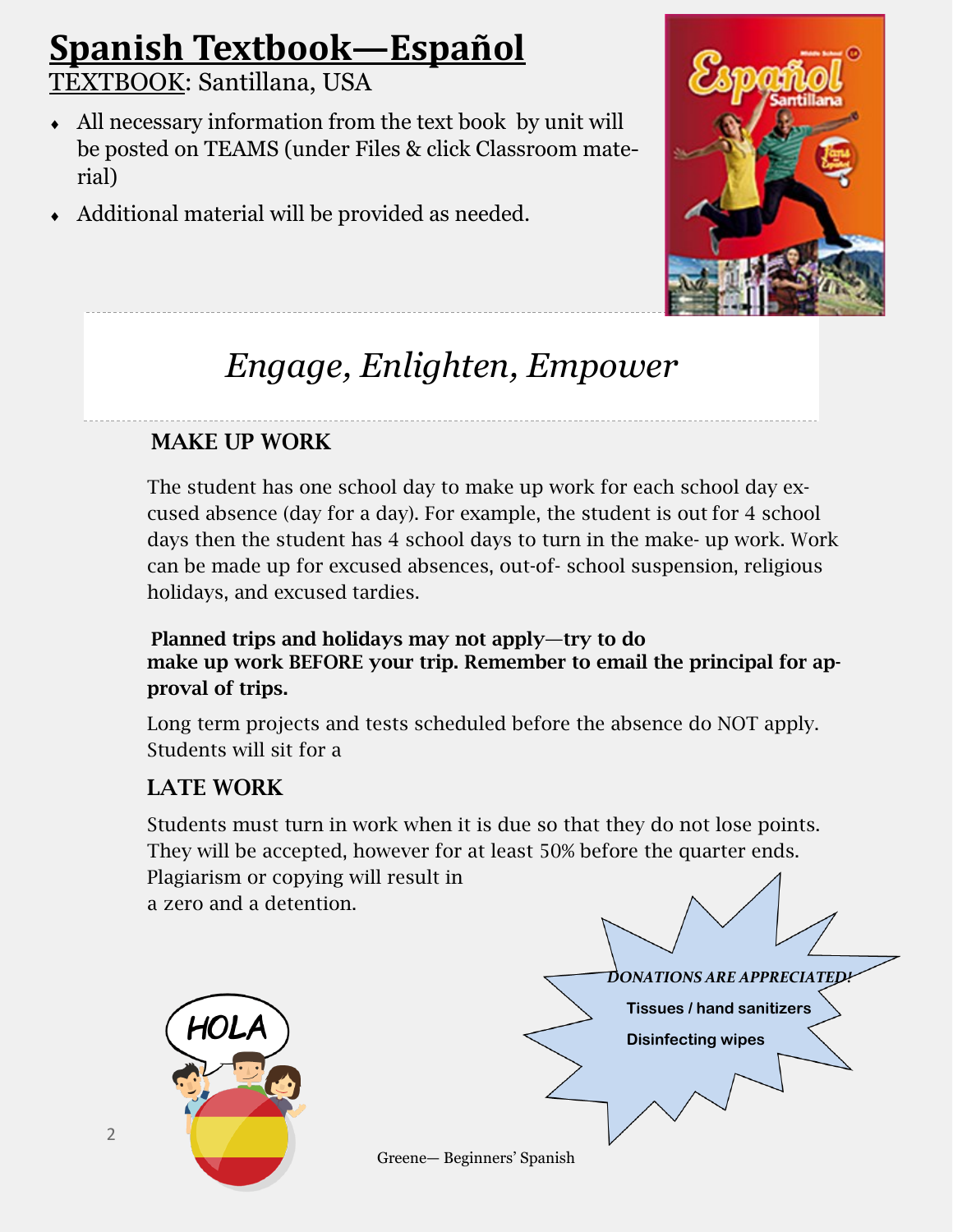# Spanish Textbook—Español

TEXTBOOK: Santillana, USA

- All necessary information from the text book by unit will be posted on TEAMS (under Files & click Classroom material)
- Additional material will be provided as needed.

*Engage, Enlighten, Empower*

## MAKE UP WORK

The student has one school day to make up work for each school day excused absence (day for a day). For example, the student is out for 4 school days then the student has 4 school days to turn in the make- up work. Work can be made up for excused absences, out-of- school suspension, religious holidays, and excused tardies.

**Planned trips and holidays may not apply—try to do make up work BEFORE your trip. Remember to email the principal for approval of trips.**

Long term projects and tests scheduled before the absence do NOT apply. Students will sit for a

## LATE WORK

Students must turn in work when it is due so that they do not lose points. They will be accepted, however for at least 50% before the quarter ends. Plagiarism or copying will result in a zero and a detention.

***DONATIONS ARE APPRECIATED!***

**Tissues / hand sanitizers**

**Disinfecting wipes**

Greene— Beginners' Spanish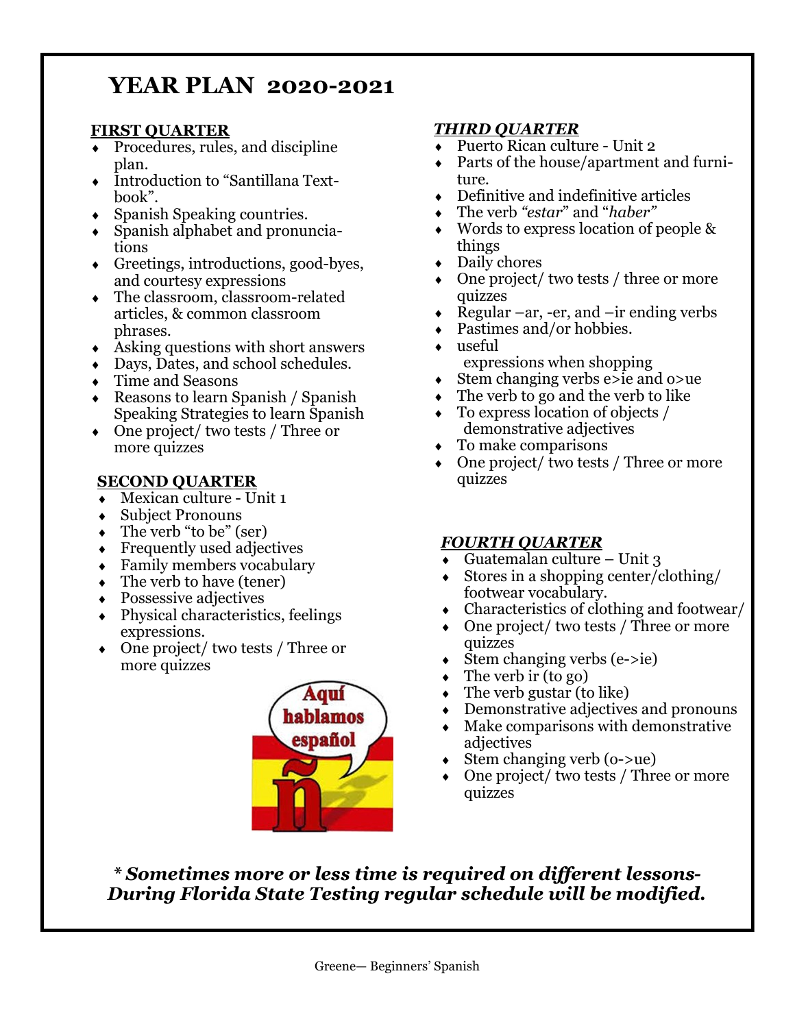# YEAR PLAN 2020-2021

## FIRST QUARTER

- Procedures, rules, and discipline plan.
- Introduction to "Santillana Text-book".
- Spanish Speaking countries.
- Spanish alphabet and pronunciations
- Greetings, introductions, good-byes, and courtesy expressions
- The classroom, classroom-related articles, & common classroom phrases.
- Asking questions with short answers
- Days, Dates, and school schedules.
- Time and Seasons
- Reasons to learn Spanish / Spanish Speaking Strategies to learn Spanish
- One project/ two tests / Three or more quizzes

## SECOND QUARTER

- Mexican culture - Unit 1
- Subject Pronouns
- The verb "to be" (ser)
- Frequently used adjectives
- Family members vocabulary
- The verb to have (tener)
- Possessive adjectives
- Physical characteristics, feelings expressions.
- One project/ two tests / Three or more quizzes

## *THIRD QUARTER*

- Puerto Rican culture - Unit 2
- Parts of the house/apartment and furniture.
- Definitive and indefinitive articles
- The verb *"estar"* and "*haber"*
- Words to express location of people & things
- Daily chores
- One project/ two tests / three or more quizzes
- Regular –ar, -er, and –ir ending verbs
- Pastimes and/or hobbies.
- useful expressions when shopping
- Stem changing verbs e>ie and o>ue
- The verb to go and the verb to like
- To express location of objects / demonstrative adjectives
- To make comparisons
- One project/ two tests / Three or more quizzes

## *FOURTH QUARTER*

- Guatemalan culture – Unit 3
- Stores in a shopping center/clothing/ footwear vocabulary.
- Characteristics of clothing and footwear/
- One project/ two tests / Three or more quizzes
- Stem changing verbs (e->ie)
- The verb ir (to go)
- The verb gustar (to like)
- Demonstrative adjectives and pronouns
- Make comparisons with demonstrative adjectives
- Stem changing verb (o->ue)
- One project/ two tests / Three or more quizzes

***\* Sometimes more or less time is required on different lessons- During Florida State Testing regular schedule will be modified.***

Greene— Beginners' Spanish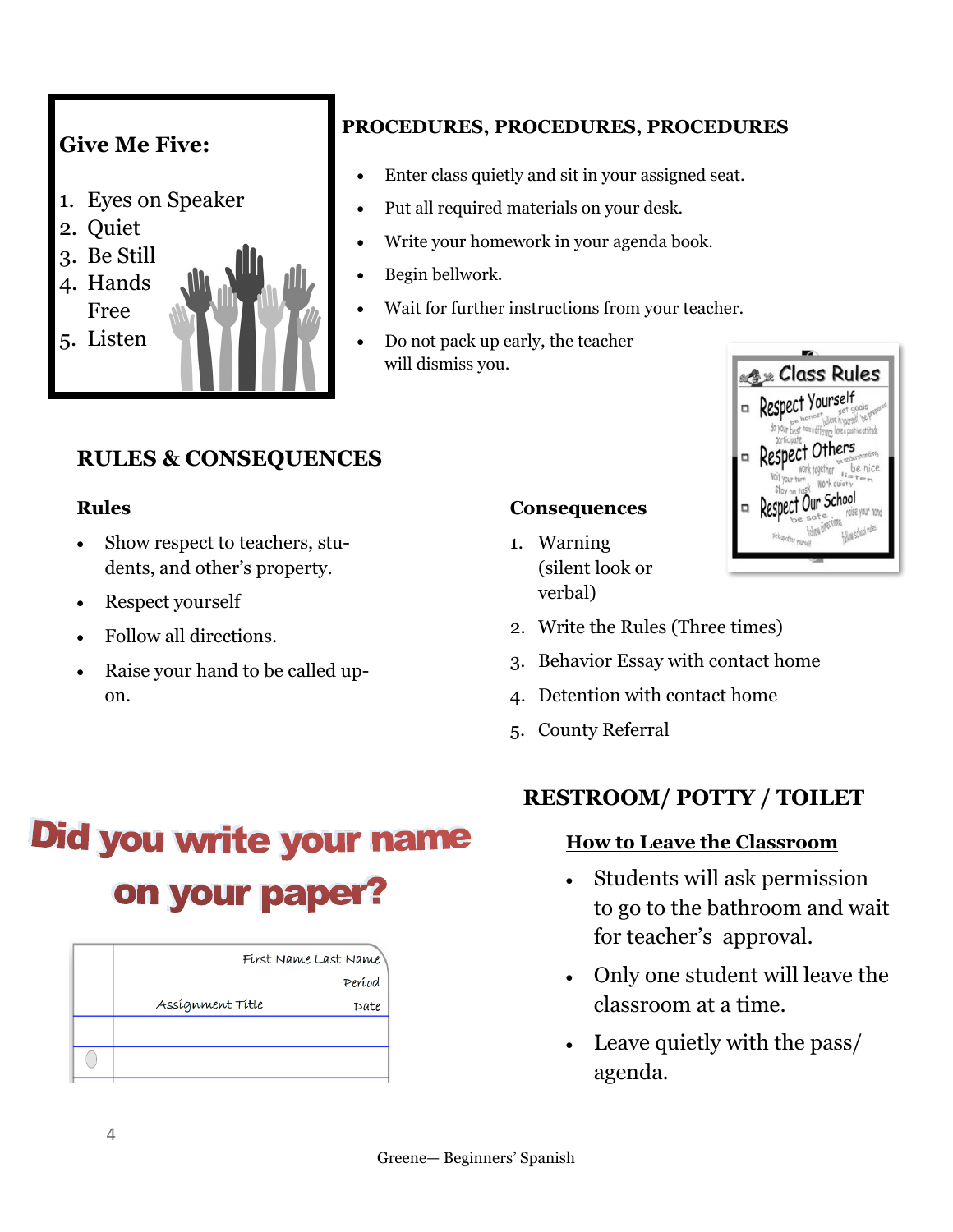**Give Me Five:**

1. Eyes on Speaker
2. Quiet
3. Be Still
4. Hands Free
5. Listen

## PROCEDURES, PROCEDURES, PROCEDURES

- Enter class quietly and sit in your assigned seat.
- Put all required materials on your desk.
- Write your homework in your agenda book.
- Begin bellwork.
- Wait for further instructions from your teacher.
- Do not pack up early, the teacher will dismiss you.

**Class Rules**

- Respect Yourself
- Respect Others
- Respect Our School

## RULES & CONSEQUENCES

**Rules**

- Show respect to teachers, students, and other's property.
- Respect yourself
- Follow all directions.
- Raise your hand to be called upon.

**Consequences**

1. Warning (silent look or verbal)
2. Write the Rules (Three times)
3. Behavior Essay with contact home
4. Detention with contact home
5. County Referral

## Did you write your name on your paper?

First Name Last Name
Period
Assignment Title
Date

## RESTROOM/ POTTY / TOILET

**How to Leave the Classroom**

- Students will ask permission to go to the bathroom and wait for teacher's approval.
- Only one student will leave the classroom at a time.
- Leave quietly with the pass/ agenda.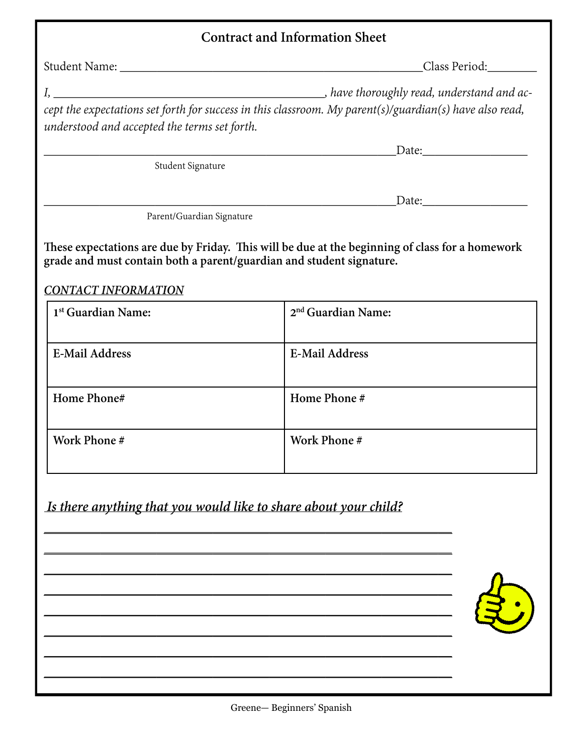## Contract and Information Sheet

Student Name: ____________________________________________Class Period:________

*I, ________________________________________, have thoroughly read, understand and accept the expectations set forth for success in this classroom. My parent(s)/guardian(s) have also read, understood and accepted the terms set forth.*

___________________________________________________Date:_______________

Student Signature

___________________________________________________Date:_______________

Parent/Guardian Signature

**These expectations are due by Friday. This will be due at the beginning of class for a homework grade and must contain both a parent/guardian and student signature.**

*CONTACT INFORMATION*

| | |
|---|---|
| **1st Guardian Name:** | **2nd Guardian Name:** |
| **E-Mail Address** | **E-Mail Address** |
| **Home Phone#** | **Home Phone #** |
| **Work Phone #** | **Work Phone #** |

***Is there anything that you would like to share about your child?***

___________________________________________________________

___________________________________________________________

___________________________________________________________

___________________________________________________________

___________________________________________________________

___________________________________________________________

___________________________________________________________

___________________________________________________________

Greene— Beginners' Spanish